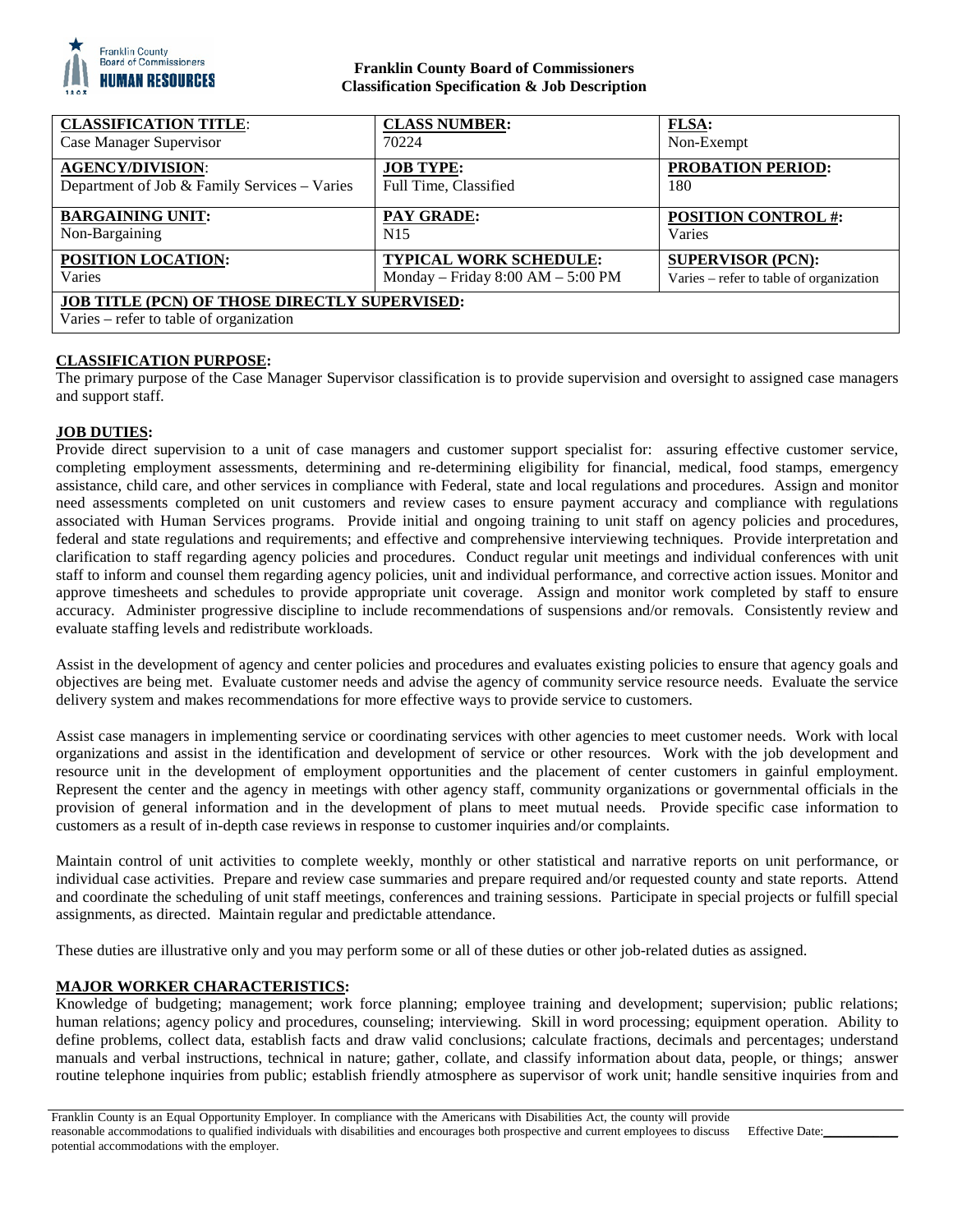**Franklin County Board of Commissioners**
**Classification Specification & Job Description**

| **CLASSIFICATION TITLE**: | **CLASS NUMBER:** | **FLSA:** |
|---|---|---|
| Case Manager Supervisor | 70224 | Non-Exempt |
| **AGENCY/DIVISION**: | **JOB TYPE:** | **PROBATION PERIOD:** |
| Department of Job & Family Services – Varies | Full Time, Classified | 180 |
| **BARGAINING UNIT:** | **PAY GRADE:** | **POSITION CONTROL #:** |
| Non-Bargaining | N15 | Varies |
| **POSITION LOCATION:** | **TYPICAL WORK SCHEDULE:** | **SUPERVISOR (PCN):** |
| Varies | Monday – Friday 8:00 AM – 5:00 PM | Varies – refer to table of organization |
| **JOB TITLE (PCN) OF THOSE DIRECTLY SUPERVISED:** | | |
| Varies – refer to table of organization | | |

**CLASSIFICATION PURPOSE:**
The primary purpose of the Case Manager Supervisor classification is to provide supervision and oversight to assigned case managers and support staff.

**JOB DUTIES:**
Provide direct supervision to a unit of case managers and customer support specialist for: assuring effective customer service, completing employment assessments, determining and re-determining eligibility for financial, medical, food stamps, emergency assistance, child care, and other services in compliance with Federal, state and local regulations and procedures. Assign and monitor need assessments completed on unit customers and review cases to ensure payment accuracy and compliance with regulations associated with Human Services programs. Provide initial and ongoing training to unit staff on agency policies and procedures, federal and state regulations and requirements; and effective and comprehensive interviewing techniques. Provide interpretation and clarification to staff regarding agency policies and procedures. Conduct regular unit meetings and individual conferences with unit staff to inform and counsel them regarding agency policies, unit and individual performance, and corrective action issues. Monitor and approve timesheets and schedules to provide appropriate unit coverage. Assign and monitor work completed by staff to ensure accuracy. Administer progressive discipline to include recommendations of suspensions and/or removals. Consistently review and evaluate staffing levels and redistribute workloads.

Assist in the development of agency and center policies and procedures and evaluates existing policies to ensure that agency goals and objectives are being met. Evaluate customer needs and advise the agency of community service resource needs. Evaluate the service delivery system and makes recommendations for more effective ways to provide service to customers.

Assist case managers in implementing service or coordinating services with other agencies to meet customer needs. Work with local organizations and assist in the identification and development of service or other resources. Work with the job development and resource unit in the development of employment opportunities and the placement of center customers in gainful employment. Represent the center and the agency in meetings with other agency staff, community organizations or governmental officials in the provision of general information and in the development of plans to meet mutual needs. Provide specific case information to customers as a result of in-depth case reviews in response to customer inquiries and/or complaints.

Maintain control of unit activities to complete weekly, monthly or other statistical and narrative reports on unit performance, or individual case activities. Prepare and review case summaries and prepare required and/or requested county and state reports. Attend and coordinate the scheduling of unit staff meetings, conferences and training sessions. Participate in special projects or fulfill special assignments, as directed. Maintain regular and predictable attendance.

These duties are illustrative only and you may perform some or all of these duties or other job-related duties as assigned.

**MAJOR WORKER CHARACTERISTICS:**
Knowledge of budgeting; management; work force planning; employee training and development; supervision; public relations; human relations; agency policy and procedures, counseling; interviewing. Skill in word processing; equipment operation. Ability to define problems, collect data, establish facts and draw valid conclusions; calculate fractions, decimals and percentages; understand manuals and verbal instructions, technical in nature; gather, collate, and classify information about data, people, or things; answer routine telephone inquiries from public; establish friendly atmosphere as supervisor of work unit; handle sensitive inquiries from and

Franklin County is an Equal Opportunity Employer. In compliance with the Americans with Disabilities Act, the county will provide reasonable accommodations to qualified individuals with disabilities and encourages both prospective and current employees to discuss potential accommodations with the employer.

Effective Date:\_\_\_\_\_\_\_\_\_\_\_\_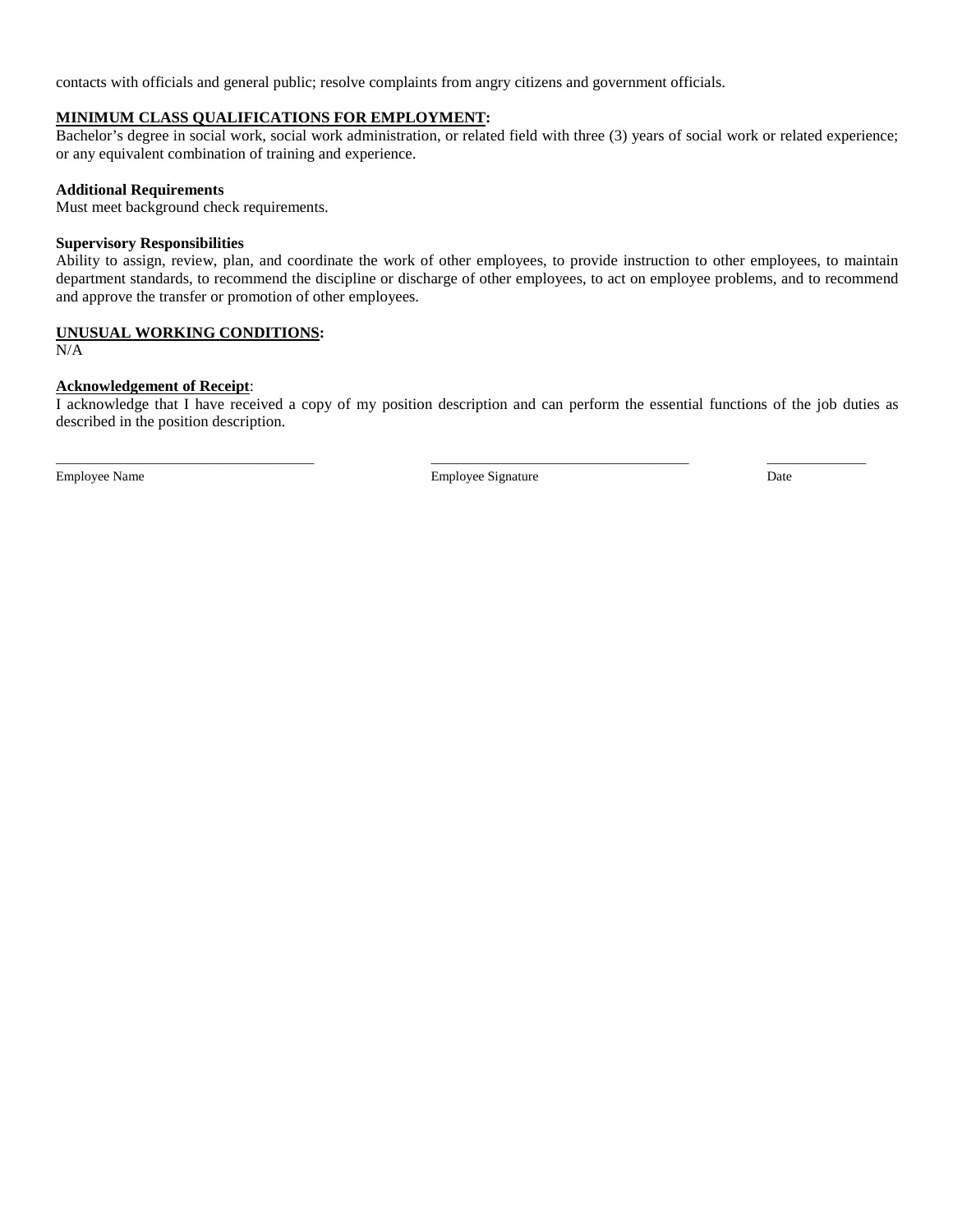contacts with officials and general public; resolve complaints from angry citizens and government officials.

**MINIMUM CLASS QUALIFICATIONS FOR EMPLOYMENT:**
Bachelor's degree in social work, social work administration, or related field with three (3) years of social work or related experience; or any equivalent combination of training and experience.

**Additional Requirements**
Must meet background check requirements.

**Supervisory Responsibilities**
Ability to assign, review, plan, and coordinate the work of other employees, to provide instruction to other employees, to maintain department standards, to recommend the discipline or discharge of other employees, to act on employee problems, and to recommend and approve the transfer or promotion of other employees.

**UNUSUAL WORKING CONDITIONS:**
N/A

**Acknowledgement of Receipt**:
I acknowledge that I have received a copy of my position description and can perform the essential functions of the job duties as described in the position description.

| | | |
|---|---|---|
| ____________________________________ | ____________________________________ | ______________ |
| Employee Name | Employee Signature | Date |